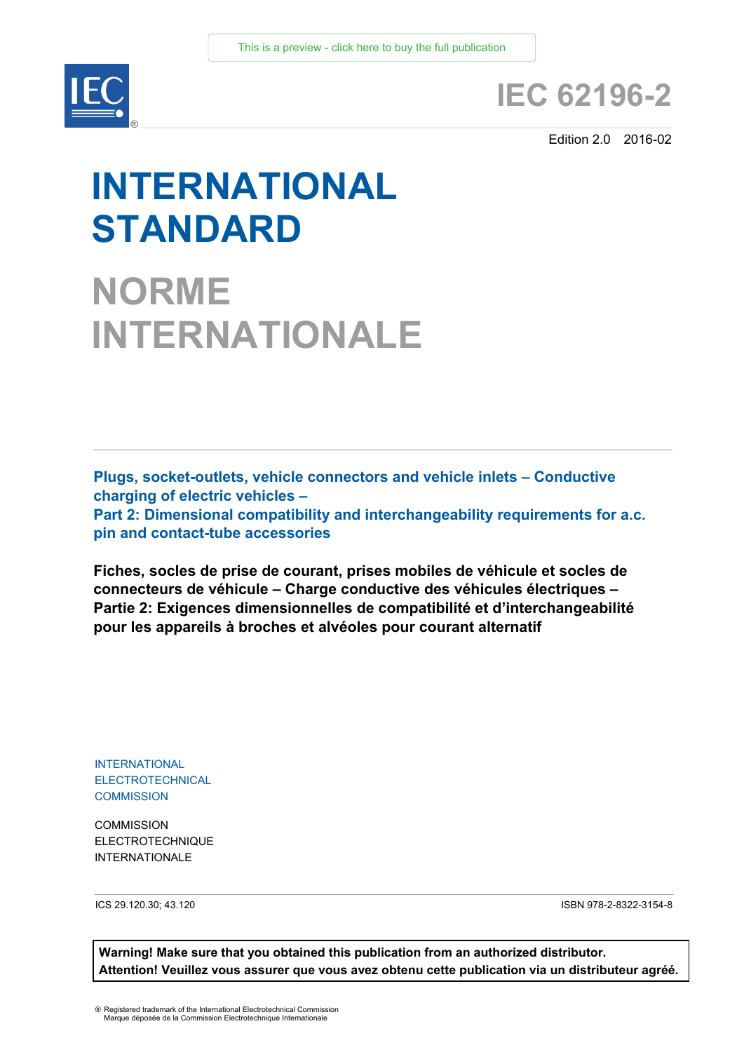This is a preview - click here to buy the full publication

# IEC 62196-2

Edition 2.0 2016-02

# INTERNATIONAL STANDARD

# NORME INTERNATIONALE

**Plugs, socket-outlets, vehicle connectors and vehicle inlets – Conductive charging of electric vehicles –**
**Part 2: Dimensional compatibility and interchangeability requirements for a.c. pin and contact-tube accessories**

**Fiches, socles de prise de courant, prises mobiles de véhicule et socles de connecteurs de véhicule – Charge conductive des véhicules électriques –**
**Partie 2: Exigences dimensionnelles de compatibilité et d'interchangeabilité pour les appareils à broches et alvéoles pour courant alternatif**

INTERNATIONAL
ELECTROTECHNICAL
COMMISSION

COMMISSION
ELECTROTECHNIQUE
INTERNATIONALE

ICS 29.120.30; 43.120

ISBN 978-2-8322-3154-8

**Warning! Make sure that you obtained this publication from an authorized distributor.**
**Attention! Veuillez vous assurer que vous avez obtenu cette publication via un distributeur agréé.**

® Registered trademark of the International Electrotechnical Commission
Marque déposée de la Commission Electrotechnique Internationale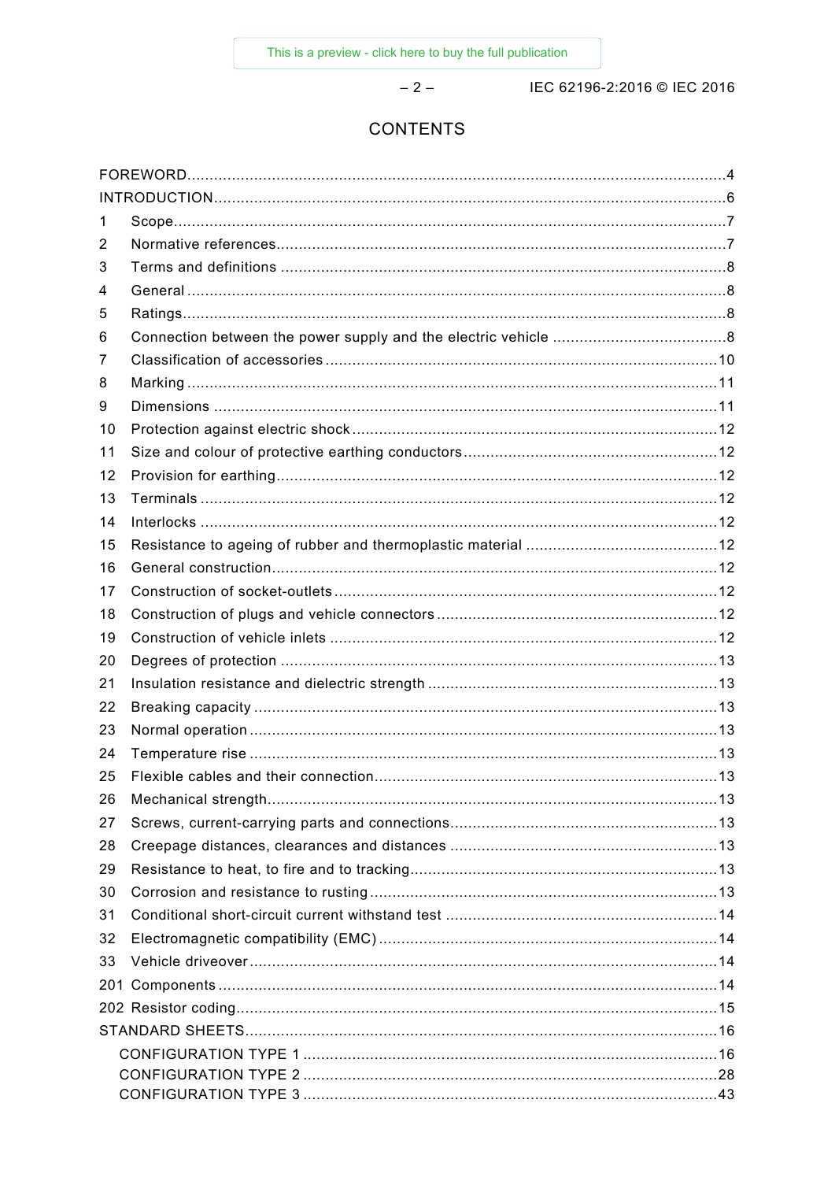# CONTENTS

FOREWORD....4
INTRODUCTION....6
1 Scope....7
2 Normative references....7
3 Terms and definitions....8
4 General....8
5 Ratings....8
6 Connection between the power supply and the electric vehicle....8
7 Classification of accessories....10
8 Marking....11
9 Dimensions....11
10 Protection against electric shock....12
11 Size and colour of protective earthing conductors....12
12 Provision for earthing....12
13 Terminals....12
14 Interlocks....12
15 Resistance to ageing of rubber and thermoplastic material....12
16 General construction....12
17 Construction of socket-outlets....12
18 Construction of plugs and vehicle connectors....12
19 Construction of vehicle inlets....12
20 Degrees of protection....13
21 Insulation resistance and dielectric strength....13
22 Breaking capacity....13
23 Normal operation....13
24 Temperature rise....13
25 Flexible cables and their connection....13
26 Mechanical strength....13
27 Screws, current-carrying parts and connections....13
28 Creepage distances, clearances and distances....13
29 Resistance to heat, to fire and to tracking....13
30 Corrosion and resistance to rusting....13
31 Conditional short-circuit current withstand test....14
32 Electromagnetic compatibility (EMC)....14
33 Vehicle driveover....14
201 Components....14
202 Resistor coding....15
STANDARD SHEETS....16
  CONFIGURATION TYPE 1....16
  CONFIGURATION TYPE 2....28
  CONFIGURATION TYPE 3....43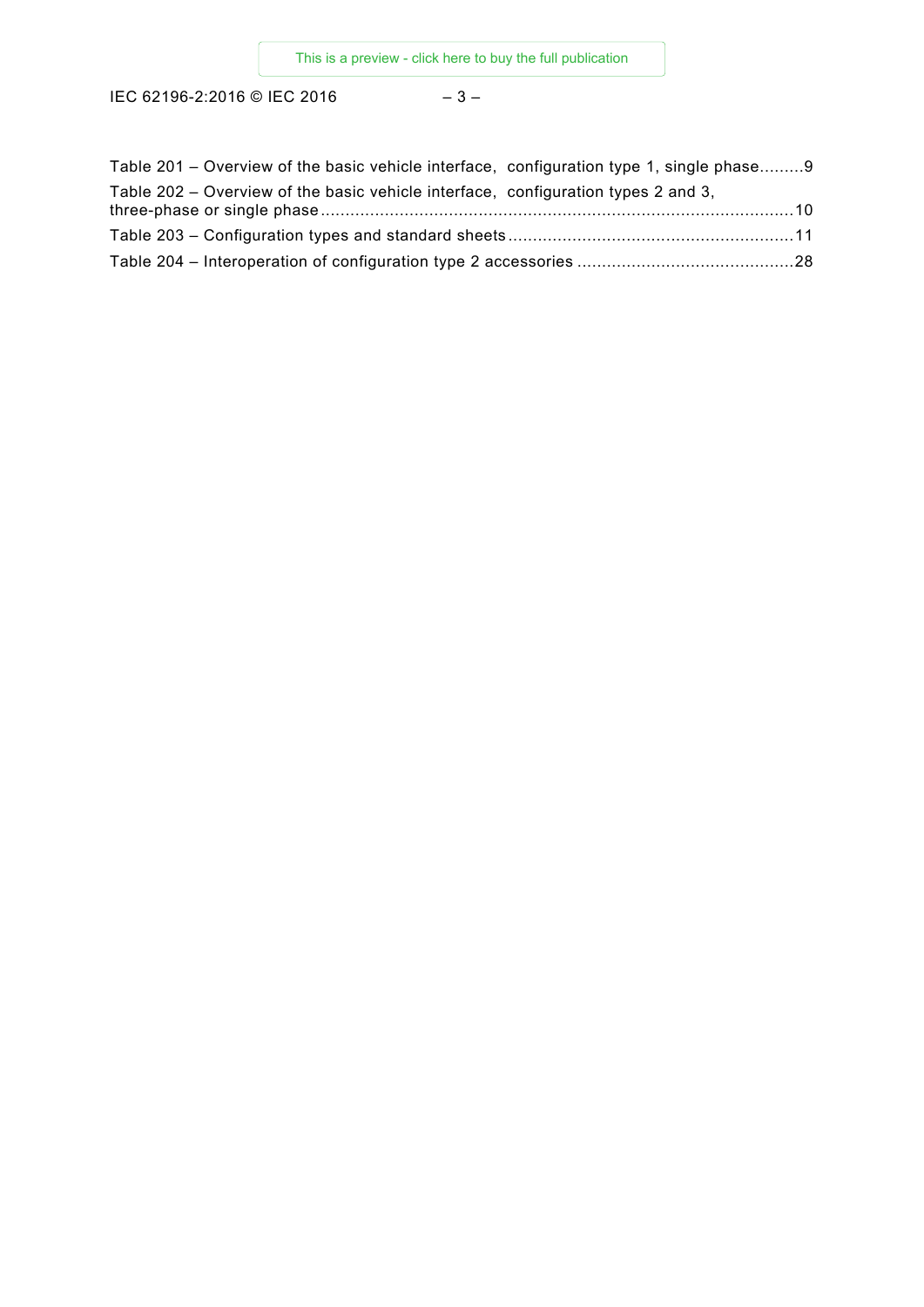Table 201 – Overview of the basic vehicle interface, configuration type 1, single phase.........9

Table 202 – Overview of the basic vehicle interface, configuration types 2 and 3, three-phase or single phase.......................................................................................10

Table 203 – Configuration types and standard sheets.........................................................11

Table 204 – Interoperation of configuration type 2 accessories ..........................................28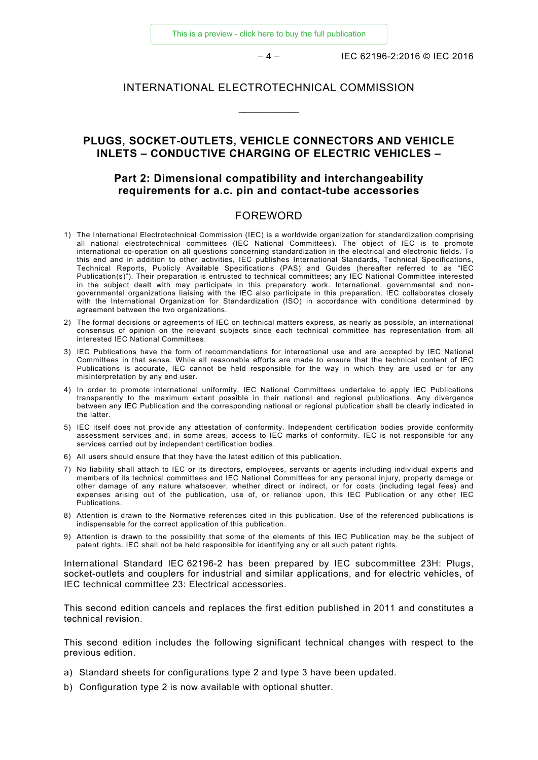# INTERNATIONAL ELECTROTECHNICAL COMMISSION

\_\_\_\_\_\_\_\_\_\_\_\_

## PLUGS, SOCKET-OUTLETS, VEHICLE CONNECTORS AND VEHICLE INLETS – CONDUCTIVE CHARGING OF ELECTRIC VEHICLES –

## Part 2: Dimensional compatibility and interchangeability requirements for a.c. pin and contact-tube accessories

## FOREWORD

1) The International Electrotechnical Commission (IEC) is a worldwide organization for standardization comprising all national electrotechnical committees (IEC National Committees). The object of IEC is to promote international co-operation on all questions concerning standardization in the electrical and electronic fields. To this end and in addition to other activities, IEC publishes International Standards, Technical Specifications, Technical Reports, Publicly Available Specifications (PAS) and Guides (hereafter referred to as "IEC Publication(s)"). Their preparation is entrusted to technical committees; any IEC National Committee interested in the subject dealt with may participate in this preparatory work. International, governmental and non-governmental organizations liaising with the IEC also participate in this preparation. IEC collaborates closely with the International Organization for Standardization (ISO) in accordance with conditions determined by agreement between the two organizations.
2) The formal decisions or agreements of IEC on technical matters express, as nearly as possible, an international consensus of opinion on the relevant subjects since each technical committee has representation from all interested IEC National Committees.
3) IEC Publications have the form of recommendations for international use and are accepted by IEC National Committees in that sense. While all reasonable efforts are made to ensure that the technical content of IEC Publications is accurate, IEC cannot be held responsible for the way in which they are used or for any misinterpretation by any end user.
4) In order to promote international uniformity, IEC National Committees undertake to apply IEC Publications transparently to the maximum extent possible in their national and regional publications. Any divergence between any IEC Publication and the corresponding national or regional publication shall be clearly indicated in the latter.
5) IEC itself does not provide any attestation of conformity. Independent certification bodies provide conformity assessment services and, in some areas, access to IEC marks of conformity. IEC is not responsible for any services carried out by independent certification bodies.
6) All users should ensure that they have the latest edition of this publication.
7) No liability shall attach to IEC or its directors, employees, servants or agents including individual experts and members of its technical committees and IEC National Committees for any personal injury, property damage or other damage of any nature whatsoever, whether direct or indirect, or for costs (including legal fees) and expenses arising out of the publication, use of, or reliance upon, this IEC Publication or any other IEC Publications.
8) Attention is drawn to the Normative references cited in this publication. Use of the referenced publications is indispensable for the correct application of this publication.
9) Attention is drawn to the possibility that some of the elements of this IEC Publication may be the subject of patent rights. IEC shall not be held responsible for identifying any or all such patent rights.

International Standard IEC 62196-2 has been prepared by IEC subcommittee 23H: Plugs, socket-outlets and couplers for industrial and similar applications, and for electric vehicles, of IEC technical committee 23: Electrical accessories.

This second edition cancels and replaces the first edition published in 2011 and constitutes a technical revision.

This second edition includes the following significant technical changes with respect to the previous edition.

a) Standard sheets for configurations type 2 and type 3 have been updated.
b) Configuration type 2 is now available with optional shutter.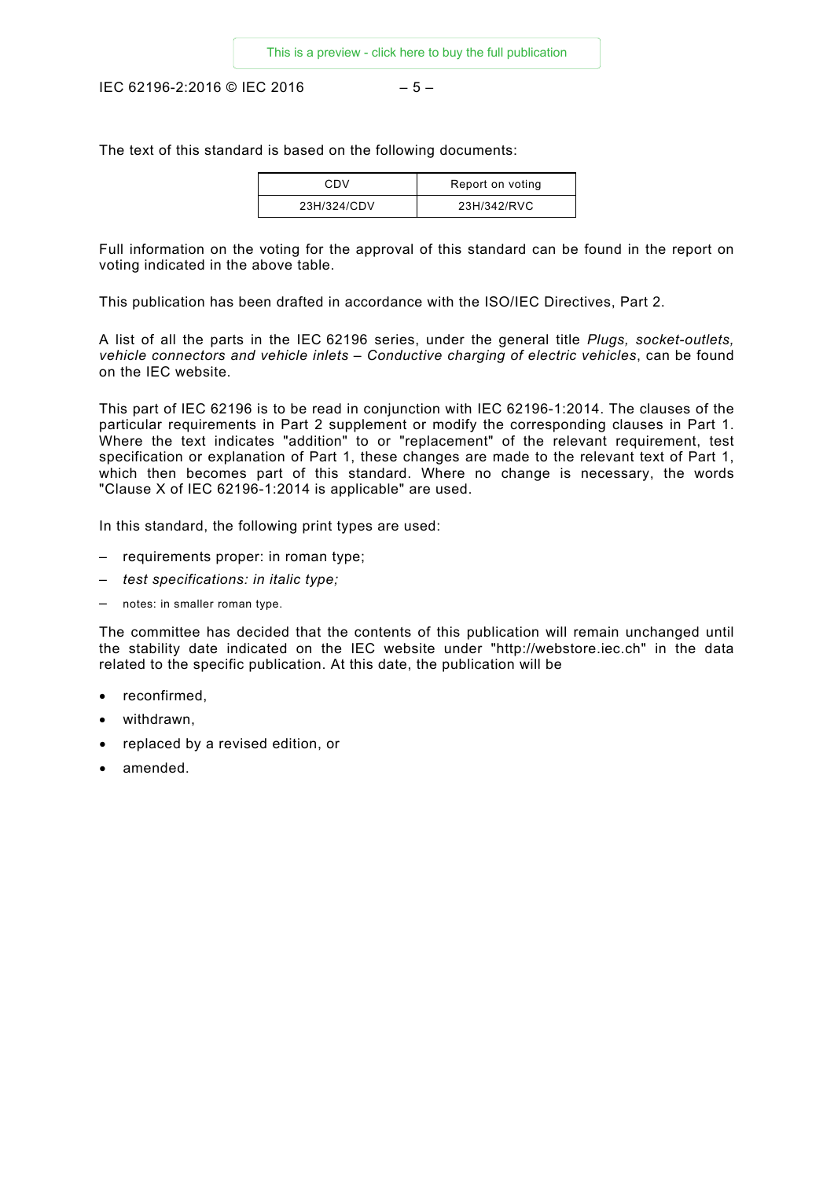The text of this standard is based on the following documents:

| CDV | Report on voting |
|---|---|
| 23H/324/CDV | 23H/342/RVC |

Full information on the voting for the approval of this standard can be found in the report on voting indicated in the above table.

This publication has been drafted in accordance with the ISO/IEC Directives, Part 2.

A list of all the parts in the IEC 62196 series, under the general title *Plugs, socket-outlets, vehicle connectors and vehicle inlets – Conductive charging of electric vehicles*, can be found on the IEC website.

This part of IEC 62196 is to be read in conjunction with IEC 62196-1:2014. The clauses of the particular requirements in Part 2 supplement or modify the corresponding clauses in Part 1. Where the text indicates "addition" to or "replacement" of the relevant requirement, test specification or explanation of Part 1, these changes are made to the relevant text of Part 1, which then becomes part of this standard. Where no change is necessary, the words "Clause X of IEC 62196-1:2014 is applicable" are used.

In this standard, the following print types are used:

– requirements proper: in roman type;
– *test specifications: in italic type;*
– notes: in smaller roman type.

The committee has decided that the contents of this publication will remain unchanged until the stability date indicated on the IEC website under "http://webstore.iec.ch" in the data related to the specific publication. At this date, the publication will be

- reconfirmed,
- withdrawn,
- replaced by a revised edition, or
- amended.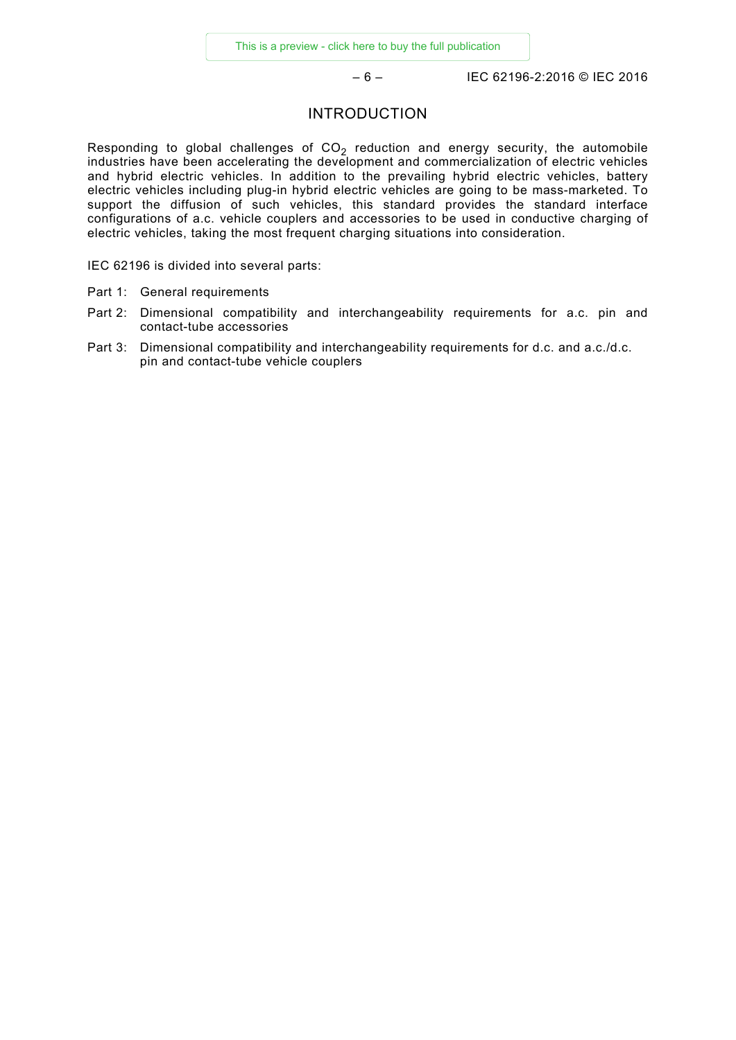# INTRODUCTION

Responding to global challenges of $CO_2$ reduction and energy security, the automobile industries have been accelerating the development and commercialization of electric vehicles and hybrid electric vehicles. In addition to the prevailing hybrid electric vehicles, battery electric vehicles including plug-in hybrid electric vehicles are going to be mass-marketed. To support the diffusion of such vehicles, this standard provides the standard interface configurations of a.c. vehicle couplers and accessories to be used in conductive charging of electric vehicles, taking the most frequent charging situations into consideration.

IEC 62196 is divided into several parts:

- Part 1: General requirements
- Part 2: Dimensional compatibility and interchangeability requirements for a.c. pin and contact-tube accessories
- Part 3: Dimensional compatibility and interchangeability requirements for d.c. and a.c./d.c. pin and contact-tube vehicle couplers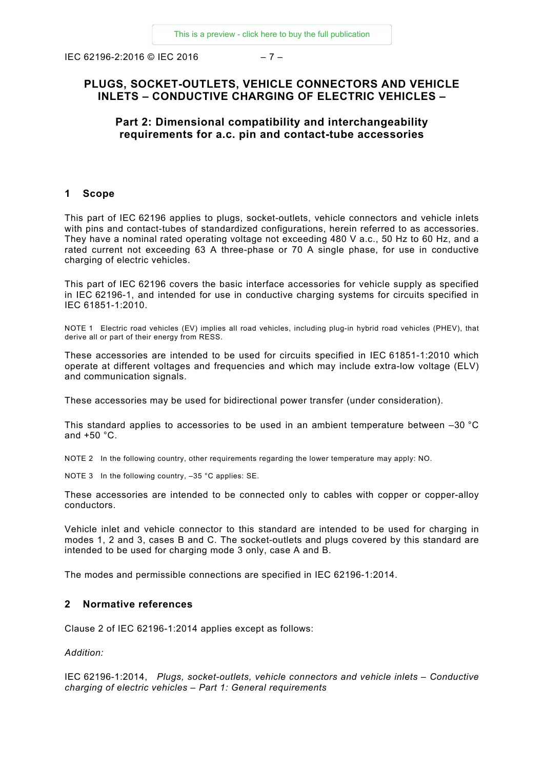# PLUGS, SOCKET-OUTLETS, VEHICLE CONNECTORS AND VEHICLE INLETS – CONDUCTIVE CHARGING OF ELECTRIC VEHICLES –

## Part 2: Dimensional compatibility and interchangeability requirements for a.c. pin and contact-tube accessories

## 1 Scope

This part of IEC 62196 applies to plugs, socket-outlets, vehicle connectors and vehicle inlets with pins and contact-tubes of standardized configurations, herein referred to as accessories. They have a nominal rated operating voltage not exceeding 480 V a.c., 50 Hz to 60 Hz, and a rated current not exceeding 63 A three-phase or 70 A single phase, for use in conductive charging of electric vehicles.

This part of IEC 62196 covers the basic interface accessories for vehicle supply as specified in IEC 62196-1, and intended for use in conductive charging systems for circuits specified in IEC 61851-1:2010.

NOTE 1 Electric road vehicles (EV) implies all road vehicles, including plug-in hybrid road vehicles (PHEV), that derive all or part of their energy from RESS.

These accessories are intended to be used for circuits specified in IEC 61851-1:2010 which operate at different voltages and frequencies and which may include extra-low voltage (ELV) and communication signals.

These accessories may be used for bidirectional power transfer (under consideration).

This standard applies to accessories to be used in an ambient temperature between –30 °C and +50 °C.

NOTE 2 In the following country, other requirements regarding the lower temperature may apply: NO.

NOTE 3 In the following country, –35 °C applies: SE.

These accessories are intended to be connected only to cables with copper or copper-alloy conductors.

Vehicle inlet and vehicle connector to this standard are intended to be used for charging in modes 1, 2 and 3, cases B and C. The socket-outlets and plugs covered by this standard are intended to be used for charging mode 3 only, case A and B.

The modes and permissible connections are specified in IEC 62196-1:2014.

## 2 Normative references

Clause 2 of IEC 62196-1:2014 applies except as follows:

*Addition:*

IEC 62196-1:2014, *Plugs, socket-outlets, vehicle connectors and vehicle inlets – Conductive charging of electric vehicles – Part 1: General requirements*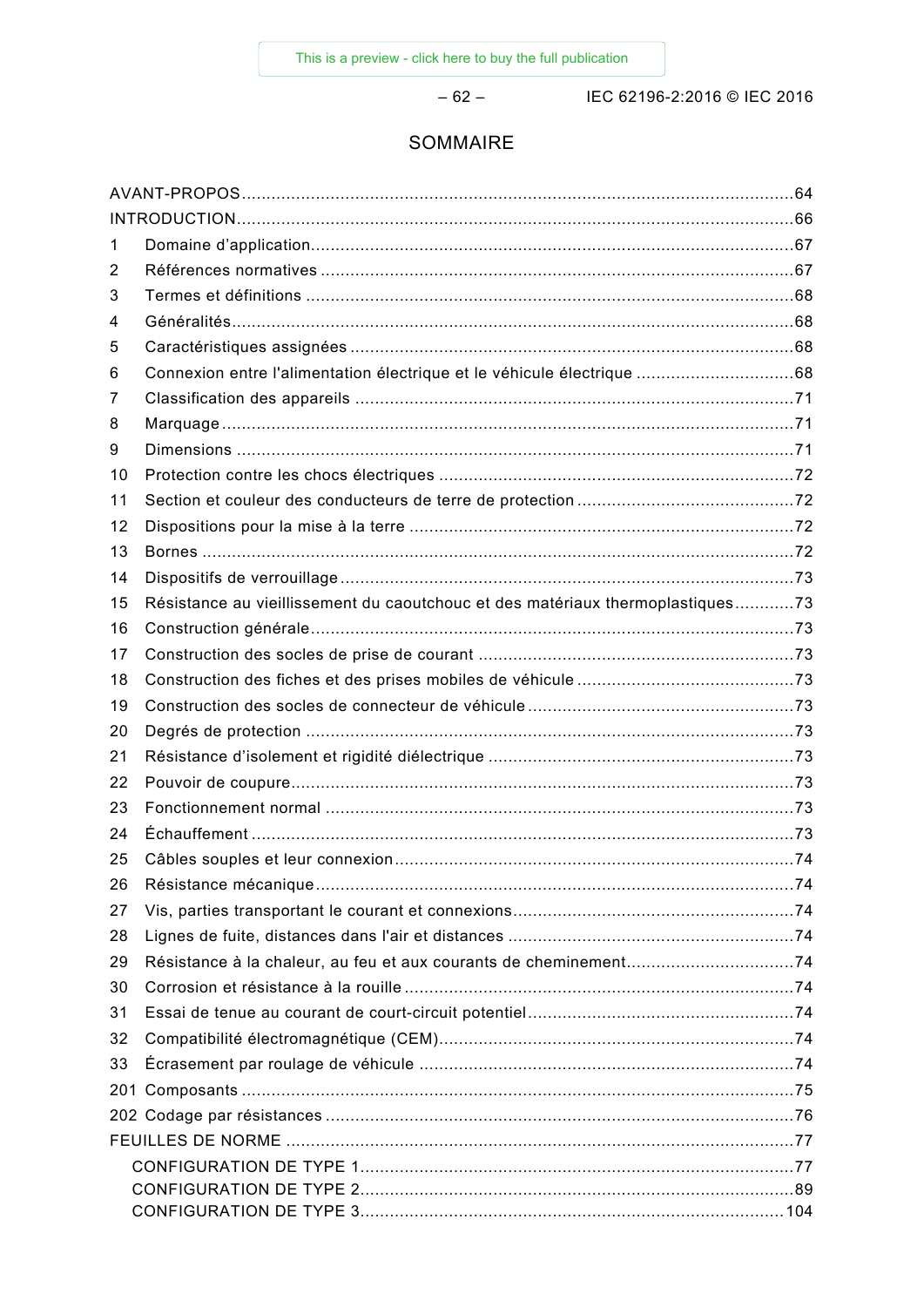# SOMMAIRE

AVANT-PROPOS ............................................................................................................... 64
INTRODUCTION ............................................................................................................... 66
1 Domaine d'application ................................................................................................ 67
2 Références normatives ............................................................................................... 67
3 Termes et définitions .................................................................................................. 68
4 Généralités ................................................................................................................. 68
5 Caractéristiques assignées ......................................................................................... 68
6 Connexion entre l'alimentation électrique et le véhicule électrique ............................... 68
7 Classification des appareils ........................................................................................ 71
8 Marquage ................................................................................................................... 71
9 Dimensions ................................................................................................................ 71
10 Protection contre les chocs électriques ....................................................................... 72
11 Section et couleur des conducteurs de terre de protection ............................................ 72
12 Dispositions pour la mise à la terre ............................................................................. 72
13 Bornes ....................................................................................................................... 72
14 Dispositifs de verrouillage ........................................................................................... 73
15 Résistance au vieillissement du caoutchouc et des matériaux thermoplastiques ............ 73
16 Construction générale ................................................................................................. 73
17 Construction des socles de prise de courant ................................................................ 73
18 Construction des fiches et des prises mobiles de véhicule ............................................ 73
19 Construction des socles de connecteur de véhicule ...................................................... 73
20 Degrés de protection .................................................................................................. 73
21 Résistance d'isolement et rigidité diélectrique .............................................................. 73
22 Pouvoir de coupure ..................................................................................................... 73
23 Fonctionnement normal .............................................................................................. 73
24 Échauffement ............................................................................................................. 73
25 Câbles souples et leur connexion ................................................................................ 74
26 Résistance mécanique ................................................................................................ 74
27 Vis, parties transportant le courant et connexions ......................................................... 74
28 Lignes de fuite, distances dans l'air et distances .......................................................... 74
29 Résistance à la chaleur, au feu et aux courants de cheminement .................................. 74
30 Corrosion et résistance à la rouille .............................................................................. 74
31 Essai de tenue au courant de court-circuit potentiel ...................................................... 74
32 Compatibilité électromagnétique (CEM) ........................................................................ 74
33 Écrasement par roulage de véhicule ............................................................................ 74
201 Composants ............................................................................................................. 75
202 Codage par résistances ............................................................................................ 76
FEUILLES DE NORME ...................................................................................................... 77
  CONFIGURATION DE TYPE 1 ....................................................................................... 77
  CONFIGURATION DE TYPE 2 ....................................................................................... 89
  CONFIGURATION DE TYPE 3 ..................................................................................... 104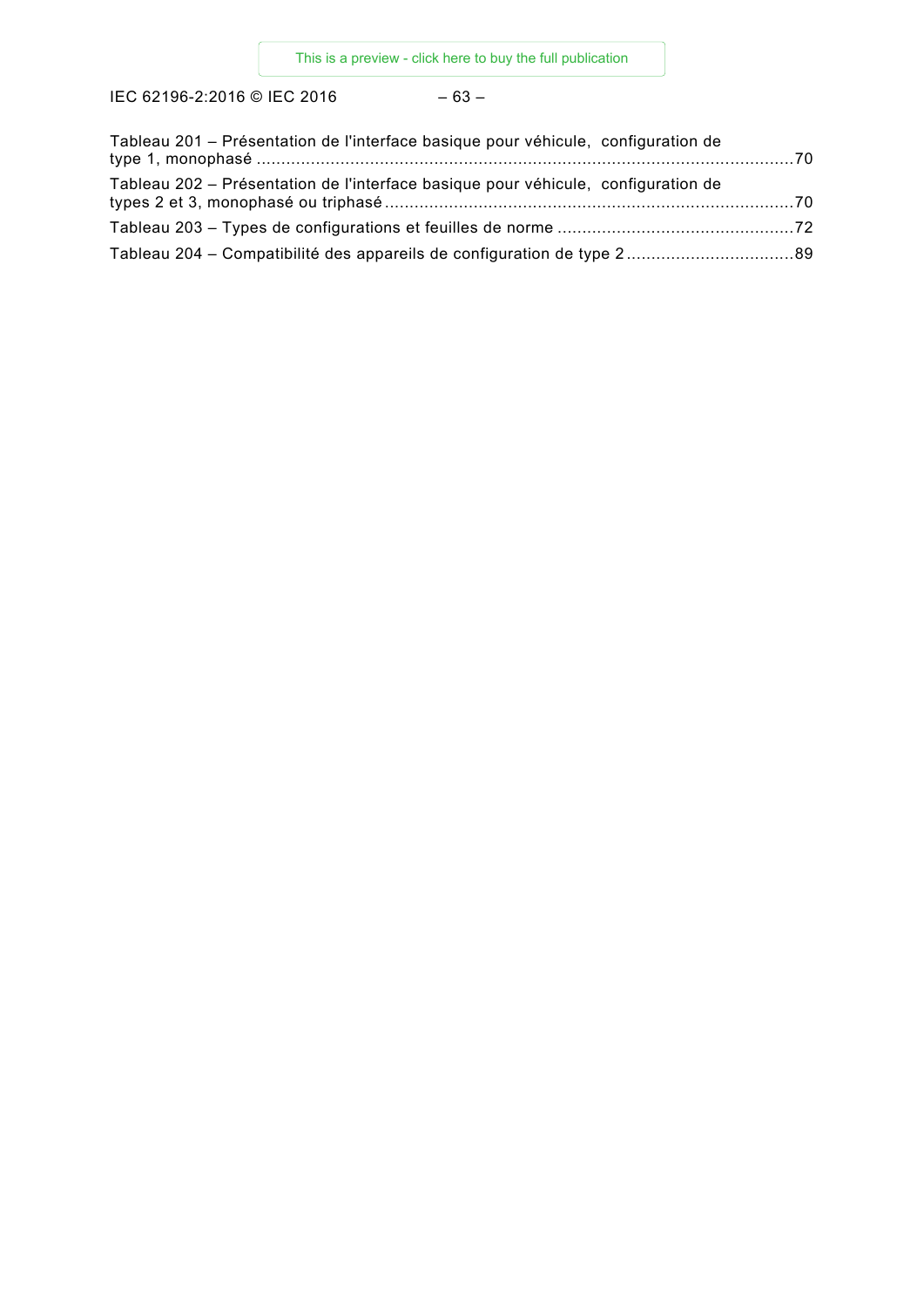Tableau 201 – Présentation de l'interface basique pour véhicule, configuration de type 1, monophasé ............................................................................................................70

Tableau 202 – Présentation de l'interface basique pour véhicule, configuration de types 2 et 3, monophasé ou triphasé ..................................................................................70

Tableau 203 – Types de configurations et feuilles de norme ................................................72

Tableau 204 – Compatibilité des appareils de configuration de type 2 ..................................89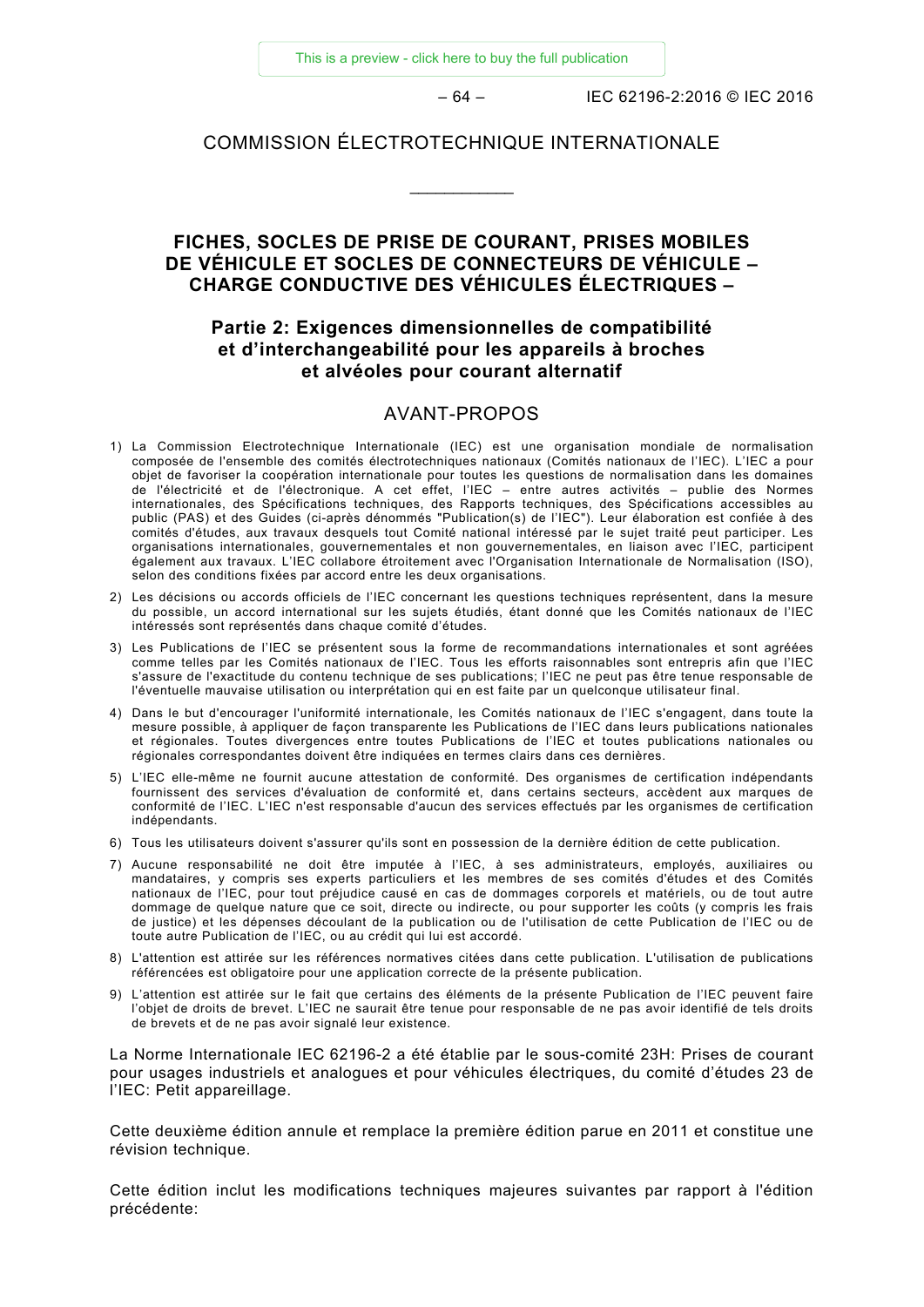COMMISSION ÉLECTROTECHNIQUE INTERNATIONALE

___________

# FICHES, SOCLES DE PRISE DE COURANT, PRISES MOBILES DE VÉHICULE ET SOCLES DE CONNECTEURS DE VÉHICULE – CHARGE CONDUCTIVE DES VÉHICULES ÉLECTRIQUES –

## Partie 2: Exigences dimensionnelles de compatibilité et d'interchangeabilité pour les appareils à broches et alvéoles pour courant alternatif

## AVANT-PROPOS

1) La Commission Electrotechnique Internationale (IEC) est une organisation mondiale de normalisation composée de l'ensemble des comités électrotechniques nationaux (Comités nationaux de l'IEC). L'IEC a pour objet de favoriser la coopération internationale pour toutes les questions de normalisation dans les domaines de l'électricité et de l'électronique. A cet effet, l'IEC – entre autres activités – publie des Normes internationales, des Spécifications techniques, des Rapports techniques, des Spécifications accessibles au public (PAS) et des Guides (ci-après dénommés "Publication(s) de l'IEC"). Leur élaboration est confiée à des comités d'études, aux travaux desquels tout Comité national intéressé par le sujet traité peut participer. Les organisations internationales, gouvernementales et non gouvernementales, en liaison avec l'IEC, participent également aux travaux. L'IEC collabore étroitement avec l'Organisation Internationale de Normalisation (ISO), selon des conditions fixées par accord entre les deux organisations.

2) Les décisions ou accords officiels de l'IEC concernant les questions techniques représentent, dans la mesure du possible, un accord international sur les sujets étudiés, étant donné que les Comités nationaux de l'IEC intéressés sont représentés dans chaque comité d'études.

3) Les Publications de l'IEC se présentent sous la forme de recommandations internationales et sont agréées comme telles par les Comités nationaux de l'IEC. Tous les efforts raisonnables sont entrepris afin que l'IEC s'assure de l'exactitude du contenu technique de ses publications; l'IEC ne peut pas être tenue responsable de l'éventuelle mauvaise utilisation ou interprétation qui en est faite par un quelconque utilisateur final.

4) Dans le but d'encourager l'uniformité internationale, les Comités nationaux de l'IEC s'engagent, dans toute la mesure possible, à appliquer de façon transparente les Publications de l'IEC dans leurs publications nationales et régionales. Toutes divergences entre toutes Publications de l'IEC et toutes publications nationales ou régionales correspondantes doivent être indiquées en termes clairs dans ces dernières.

5) L'IEC elle-même ne fournit aucune attestation de conformité. Des organismes de certification indépendants fournissent des services d'évaluation de conformité et, dans certains secteurs, accèdent aux marques de conformité de l'IEC. L'IEC n'est responsable d'aucun des services effectués par les organismes de certification indépendants.

6) Tous les utilisateurs doivent s'assurer qu'ils sont en possession de la dernière édition de cette publication.

7) Aucune responsabilité ne doit être imputée à l'IEC, à ses administrateurs, employés, auxiliaires ou mandataires, y compris ses experts particuliers et les membres de ses comités d'études et des Comités nationaux de l'IEC, pour tout préjudice causé en cas de dommages corporels et matériels, ou de tout autre dommage de quelque nature que ce soit, directe ou indirecte, ou pour supporter les coûts (y compris les frais de justice) et les dépenses découlant de la publication ou de l'utilisation de cette Publication de l'IEC ou de toute autre Publication de l'IEC, ou au crédit qui lui est accordé.

8) L'attention est attirée sur les références normatives citées dans cette publication. L'utilisation de publications référencées est obligatoire pour une application correcte de la présente publication.

9) L'attention est attirée sur le fait que certains des éléments de la présente Publication de l'IEC peuvent faire l'objet de droits de brevet. L'IEC ne saurait être tenue pour responsable de ne pas avoir identifié de tels droits de brevets et de ne pas avoir signalé leur existence.

La Norme Internationale IEC 62196-2 a été établie par le sous-comité 23H: Prises de courant pour usages industriels et analogues et pour véhicules électriques, du comité d'études 23 de l'IEC: Petit appareillage.

Cette deuxième édition annule et remplace la première édition parue en 2011 et constitue une révision technique.

Cette édition inclut les modifications techniques majeures suivantes par rapport à l'édition précédente: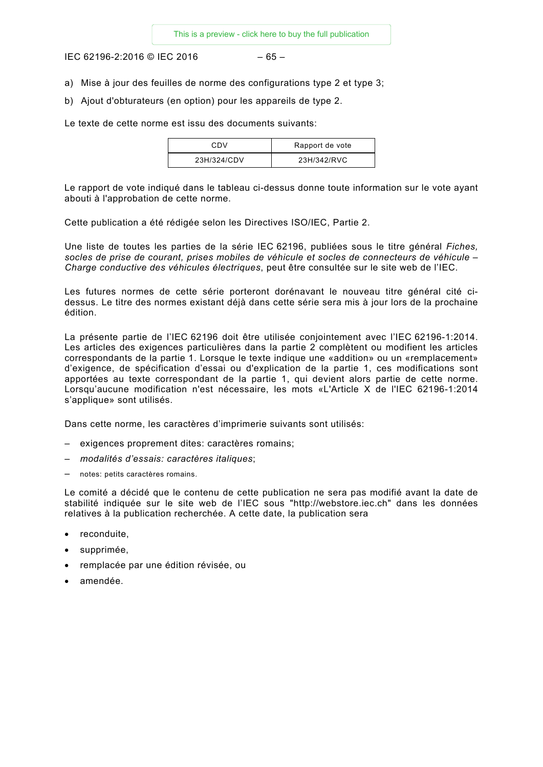a) Mise à jour des feuilles de norme des configurations type 2 et type 3;

b) Ajout d'obturateurs (en option) pour les appareils de type 2.

Le texte de cette norme est issu des documents suivants:

| CDV | Rapport de vote |
| --- | --- |
| 23H/324/CDV | 23H/342/RVC |

Le rapport de vote indiqué dans le tableau ci-dessus donne toute information sur le vote ayant abouti à l'approbation de cette norme.

Cette publication a été rédigée selon les Directives ISO/IEC, Partie 2.

Une liste de toutes les parties de la série IEC 62196, publiées sous le titre général *Fiches, socles de prise de courant, prises mobiles de véhicule et socles de connecteurs de véhicule – Charge conductive des véhicules électriques*, peut être consultée sur le site web de l'IEC.

Les futures normes de cette série porteront dorénavant le nouveau titre général cité ci-dessus. Le titre des normes existant déjà dans cette série sera mis à jour lors de la prochaine édition.

La présente partie de l'IEC 62196 doit être utilisée conjointement avec l'IEC 62196-1:2014. Les articles des exigences particulières dans la partie 2 complètent ou modifient les articles correspondants de la partie 1. Lorsque le texte indique une «addition» ou un «remplacement» d'exigence, de spécification d'essai ou d'explication de la partie 1, ces modifications sont apportées au texte correspondant de la partie 1, qui devient alors partie de cette norme. Lorsqu'aucune modification n'est nécessaire, les mots «L'Article X de l'IEC 62196-1:2014 s'applique» sont utilisés.

Dans cette norme, les caractères d'imprimerie suivants sont utilisés:

– exigences proprement dites: caractères romains;
– *modalités d'essais: caractères italiques*;
– notes: petits caractères romains.

Le comité a décidé que le contenu de cette publication ne sera pas modifié avant la date de stabilité indiquée sur le site web de l'IEC sous "http://webstore.iec.ch" dans les données relatives à la publication recherchée. A cette date, la publication sera

- reconduite,
- supprimée,
- remplacée par une édition révisée, ou
- amendée.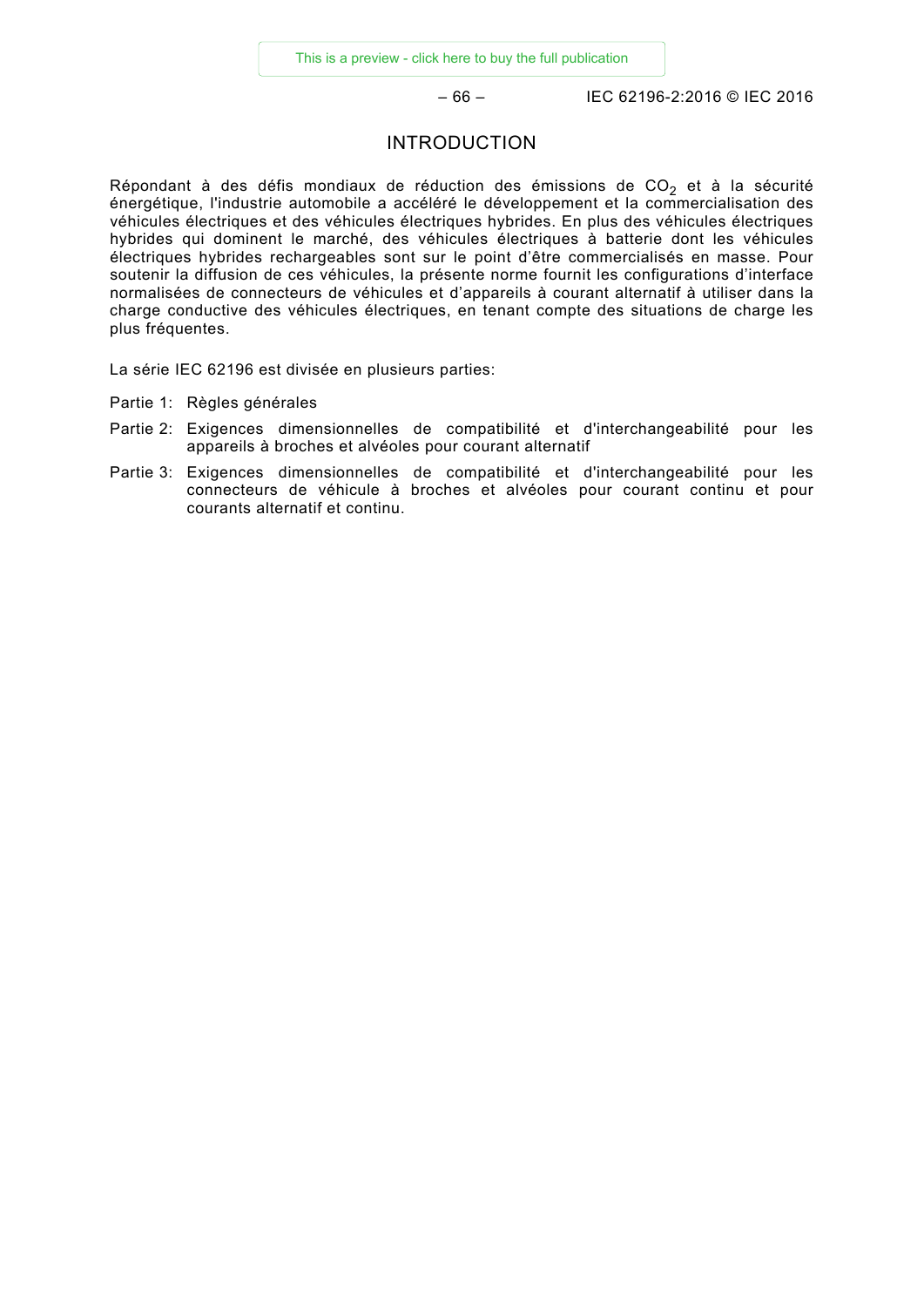# INTRODUCTION

Répondant à des défis mondiaux de réduction des émissions de $CO_2$ et à la sécurité énergétique, l'industrie automobile a accéléré le développement et la commercialisation des véhicules électriques et des véhicules électriques hybrides. En plus des véhicules électriques hybrides qui dominent le marché, des véhicules électriques à batterie dont les véhicules électriques hybrides rechargeables sont sur le point d'être commercialisés en masse. Pour soutenir la diffusion de ces véhicules, la présente norme fournit les configurations d'interface normalisées de connecteurs de véhicules et d'appareils à courant alternatif à utiliser dans la charge conductive des véhicules électriques, en tenant compte des situations de charge les plus fréquentes.

La série IEC 62196 est divisée en plusieurs parties:

- Partie 1: Règles générales
- Partie 2: Exigences dimensionnelles de compatibilité et d'interchangeabilité pour les appareils à broches et alvéoles pour courant alternatif
- Partie 3: Exigences dimensionnelles de compatibilité et d'interchangeabilité pour les connecteurs de véhicule à broches et alvéoles pour courant continu et pour courants alternatif et continu.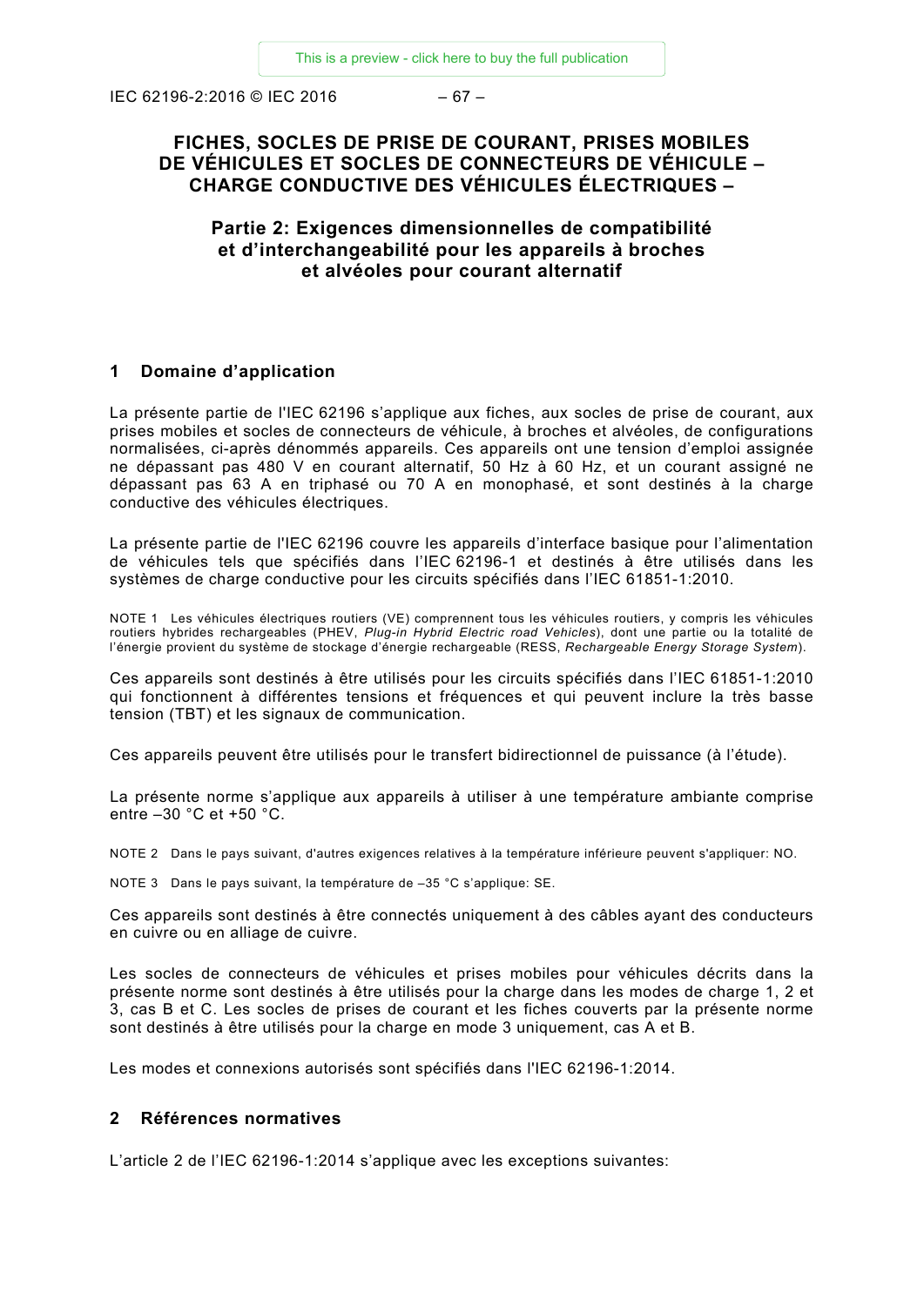# FICHES, SOCLES DE PRISE DE COURANT, PRISES MOBILES DE VÉHICULES ET SOCLES DE CONNECTEURS DE VÉHICULE – CHARGE CONDUCTIVE DES VÉHICULES ÉLECTRIQUES –

## Partie 2: Exigences dimensionnelles de compatibilité et d'interchangeabilité pour les appareils à broches et alvéoles pour courant alternatif

## 1 Domaine d'application

La présente partie de l'IEC 62196 s'applique aux fiches, aux socles de prise de courant, aux prises mobiles et socles de connecteurs de véhicule, à broches et alvéoles, de configurations normalisées, ci-après dénommés appareils. Ces appareils ont une tension d'emploi assignée ne dépassant pas 480 V en courant alternatif, 50 Hz à 60 Hz, et un courant assigné ne dépassant pas 63 A en triphasé ou 70 A en monophasé, et sont destinés à la charge conductive des véhicules électriques.

La présente partie de l'IEC 62196 couvre les appareils d'interface basique pour l'alimentation de véhicules tels que spécifiés dans l'IEC 62196-1 et destinés à être utilisés dans les systèmes de charge conductive pour les circuits spécifiés dans l'IEC 61851-1:2010.

NOTE 1 Les véhicules électriques routiers (VE) comprennent tous les véhicules routiers, y compris les véhicules routiers hybrides rechargeables (PHEV, *Plug-in Hybrid Electric road Vehicles*), dont une partie ou la totalité de l'énergie provient du système de stockage d'énergie rechargeable (RESS, *Rechargeable Energy Storage System*).

Ces appareils sont destinés à être utilisés pour les circuits spécifiés dans l'IEC 61851-1:2010 qui fonctionnent à différentes tensions et fréquences et qui peuvent inclure la très basse tension (TBT) et les signaux de communication.

Ces appareils peuvent être utilisés pour le transfert bidirectionnel de puissance (à l'étude).

La présente norme s'applique aux appareils à utiliser à une température ambiante comprise entre –30 °C et +50 °C.

NOTE 2 Dans le pays suivant, d'autres exigences relatives à la température inférieure peuvent s'appliquer: NO.

NOTE 3 Dans le pays suivant, la température de –35 °C s'applique: SE.

Ces appareils sont destinés à être connectés uniquement à des câbles ayant des conducteurs en cuivre ou en alliage de cuivre.

Les socles de connecteurs de véhicules et prises mobiles pour véhicules décrits dans la présente norme sont destinés à être utilisés pour la charge dans les modes de charge 1, 2 et 3, cas B et C. Les socles de prises de courant et les fiches couverts par la présente norme sont destinés à être utilisés pour la charge en mode 3 uniquement, cas A et B.

Les modes et connexions autorisés sont spécifiés dans l'IEC 62196-1:2014.

## 2 Références normatives

L'article 2 de l'IEC 62196-1:2014 s'applique avec les exceptions suivantes: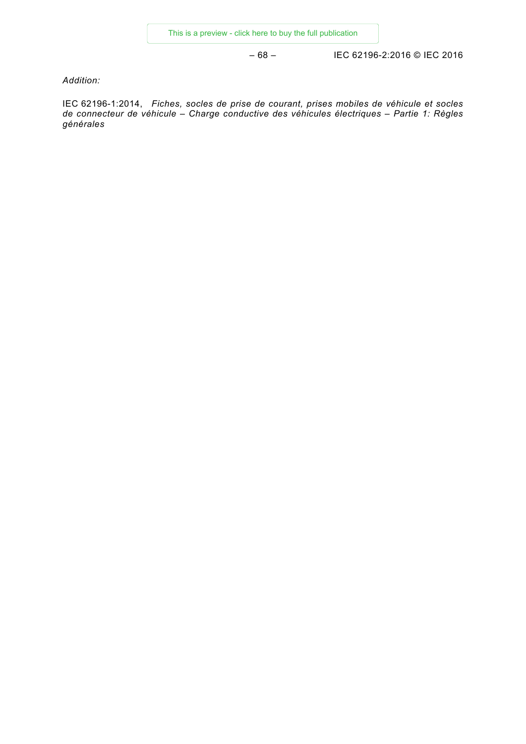*Addition:*

IEC 62196-1:2014, *Fiches, socles de prise de courant, prises mobiles de véhicule et socles de connecteur de véhicule – Charge conductive des véhicules électriques – Partie 1: Règles générales*